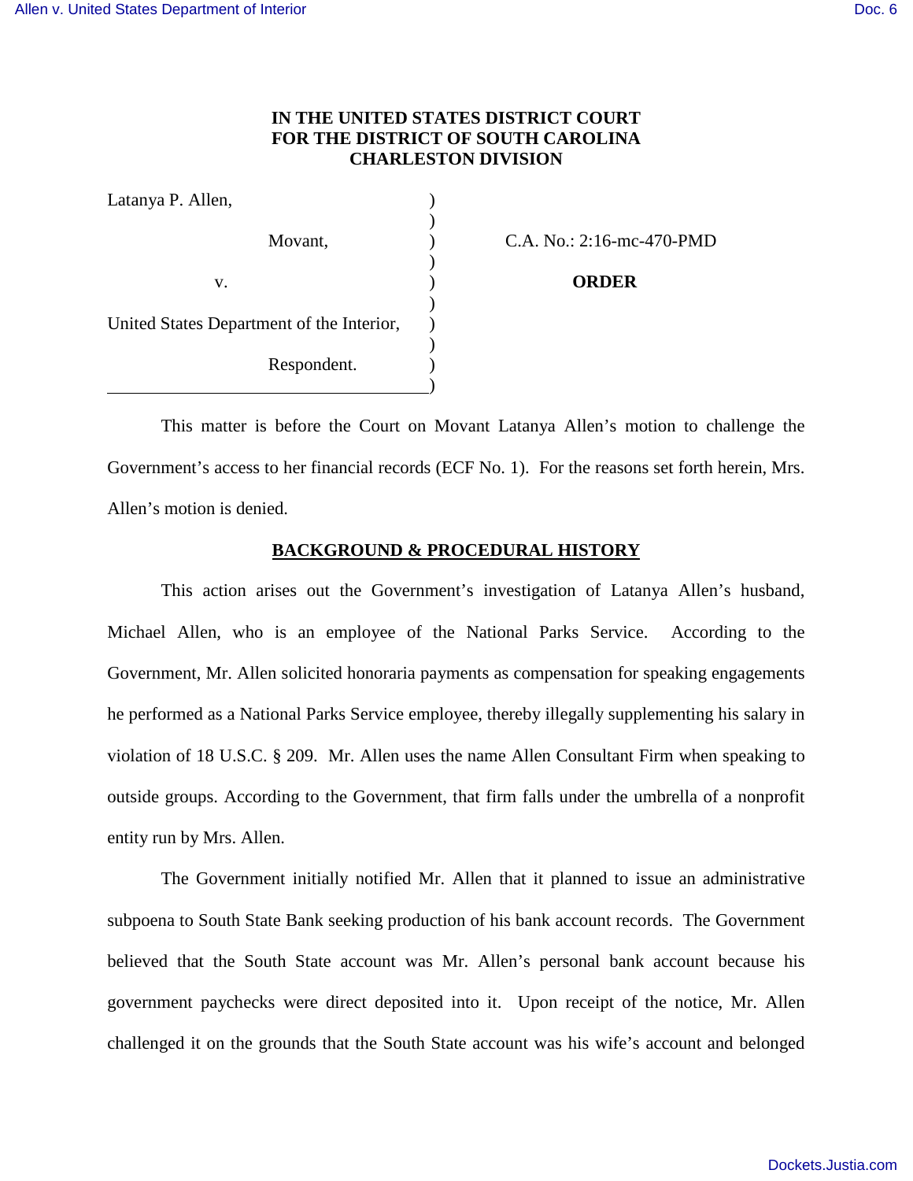**IN THE UNITED STATES DISTRICT COURT**
**FOR THE DISTRICT OF SOUTH CAROLINA**
**CHARLESTON DIVISION**

| | | |
|---|---|---|
| Latanya P. Allen, | ) | |
| | ) | |
| Movant, | ) | C.A. No.: 2:16-mc-470-PMD |
| | ) | |
| v. | ) | **ORDER** |
| | ) | |
| United States Department of the Interior, | ) | |
| | ) | |
| Respondent. | ) | |
| | ) | |

This matter is before the Court on Movant Latanya Allen's motion to challenge the Government's access to her financial records (ECF No. 1). For the reasons set forth herein, Mrs. Allen's motion is denied.

## BACKGROUND & PROCEDURAL HISTORY

This action arises out the Government's investigation of Latanya Allen's husband, Michael Allen, who is an employee of the National Parks Service. According to the Government, Mr. Allen solicited honoraria payments as compensation for speaking engagements he performed as a National Parks Service employee, thereby illegally supplementing his salary in violation of 18 U.S.C. § 209. Mr. Allen uses the name Allen Consultant Firm when speaking to outside groups. According to the Government, that firm falls under the umbrella of a nonprofit entity run by Mrs. Allen.

The Government initially notified Mr. Allen that it planned to issue an administrative subpoena to South State Bank seeking production of his bank account records. The Government believed that the South State account was Mr. Allen's personal bank account because his government paychecks were direct deposited into it. Upon receipt of the notice, Mr. Allen challenged it on the grounds that the South State account was his wife's account and belonged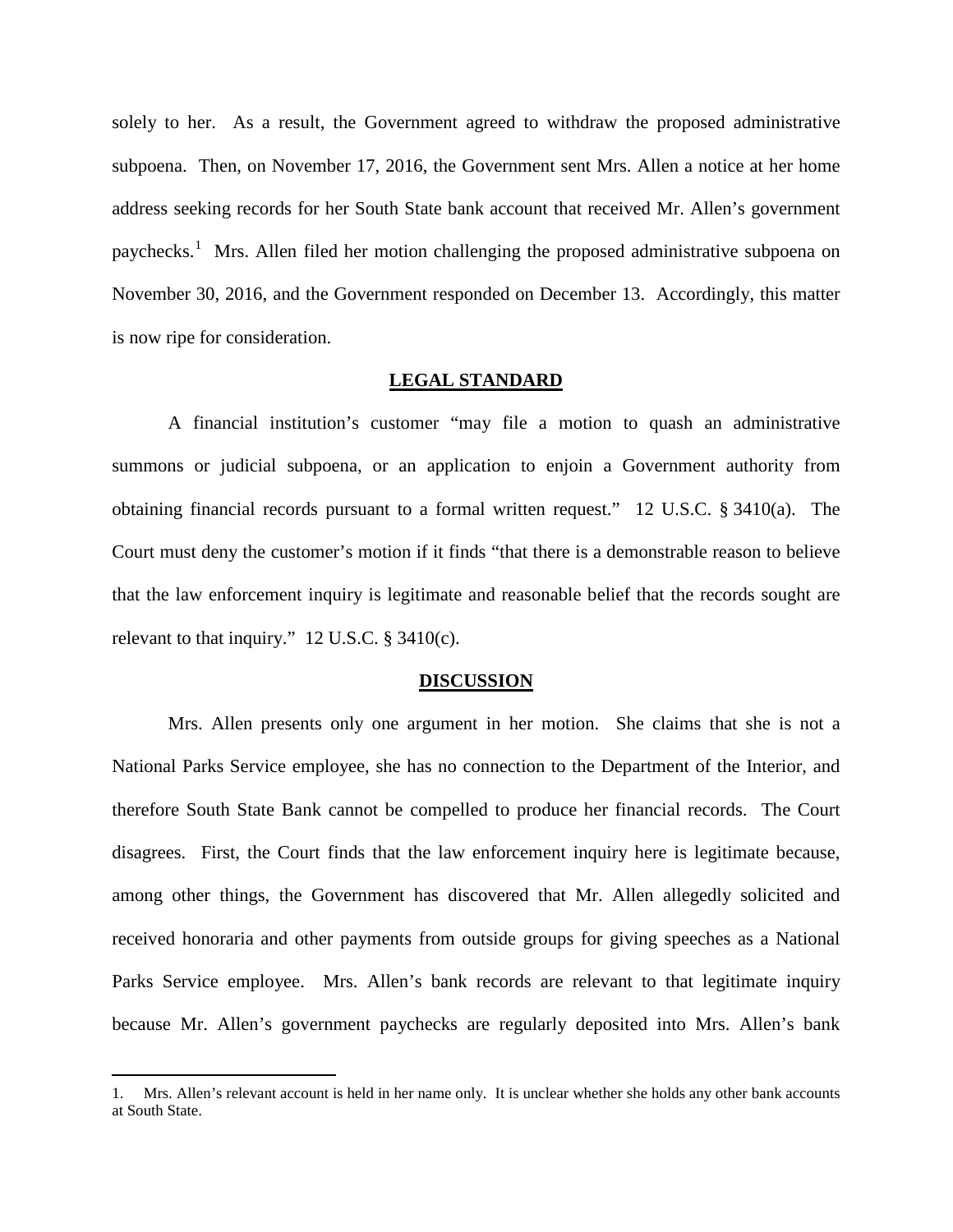solely to her. As a result, the Government agreed to withdraw the proposed administrative subpoena. Then, on November 17, 2016, the Government sent Mrs. Allen a notice at her home address seeking records for her South State bank account that received Mr. Allen's government paychecks.[1] Mrs. Allen filed her motion challenging the proposed administrative subpoena on November 30, 2016, and the Government responded on December 13. Accordingly, this matter is now ripe for consideration.

## LEGAL STANDARD

A financial institution's customer "may file a motion to quash an administrative summons or judicial subpoena, or an application to enjoin a Government authority from obtaining financial records pursuant to a formal written request." 12 U.S.C. § 3410(a). The Court must deny the customer's motion if it finds "that there is a demonstrable reason to believe that the law enforcement inquiry is legitimate and reasonable belief that the records sought are relevant to that inquiry." 12 U.S.C. § 3410(c).

## DISCUSSION

Mrs. Allen presents only one argument in her motion. She claims that she is not a National Parks Service employee, she has no connection to the Department of the Interior, and therefore South State Bank cannot be compelled to produce her financial records. The Court disagrees. First, the Court finds that the law enforcement inquiry here is legitimate because, among other things, the Government has discovered that Mr. Allen allegedly solicited and received honoraria and other payments from outside groups for giving speeches as a National Parks Service employee. Mrs. Allen's bank records are relevant to that legitimate inquiry because Mr. Allen's government paychecks are regularly deposited into Mrs. Allen's bank

---

1. Mrs. Allen's relevant account is held in her name only. It is unclear whether she holds any other bank accounts at South State.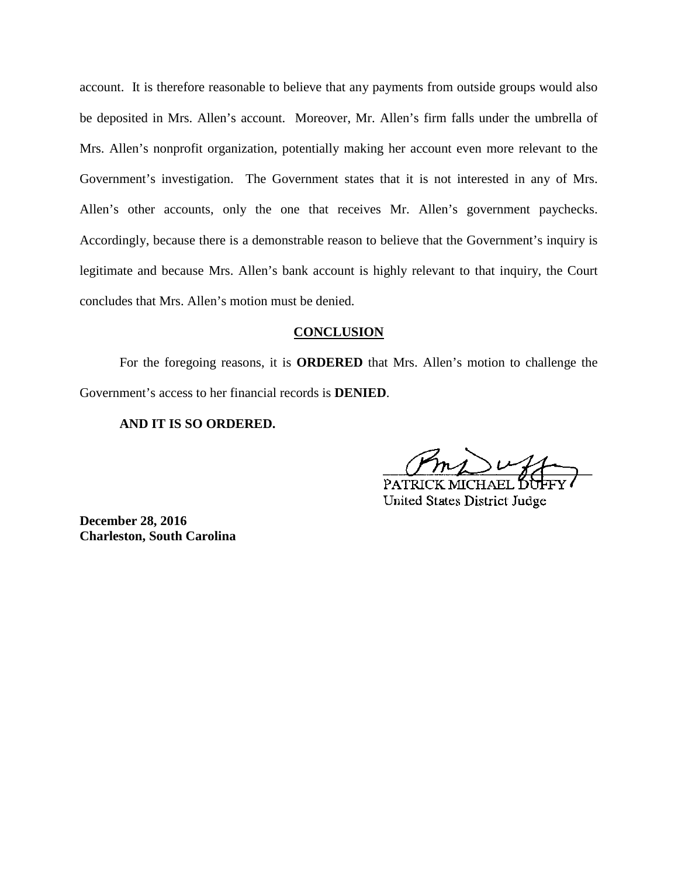account. It is therefore reasonable to believe that any payments from outside groups would also be deposited in Mrs. Allen's account. Moreover, Mr. Allen's firm falls under the umbrella of Mrs. Allen's nonprofit organization, potentially making her account even more relevant to the Government's investigation. The Government states that it is not interested in any of Mrs. Allen's other accounts, only the one that receives Mr. Allen's government paychecks. Accordingly, because there is a demonstrable reason to believe that the Government's inquiry is legitimate and because Mrs. Allen's bank account is highly relevant to that inquiry, the Court concludes that Mrs. Allen's motion must be denied.

## CONCLUSION

For the foregoing reasons, it is **ORDERED** that Mrs. Allen's motion to challenge the Government's access to her financial records is **DENIED**.

**AND IT IS SO ORDERED.**

PATRICK MICHAEL DUFFY
United States District Judge

**December 28, 2016**
**Charleston, South Carolina**